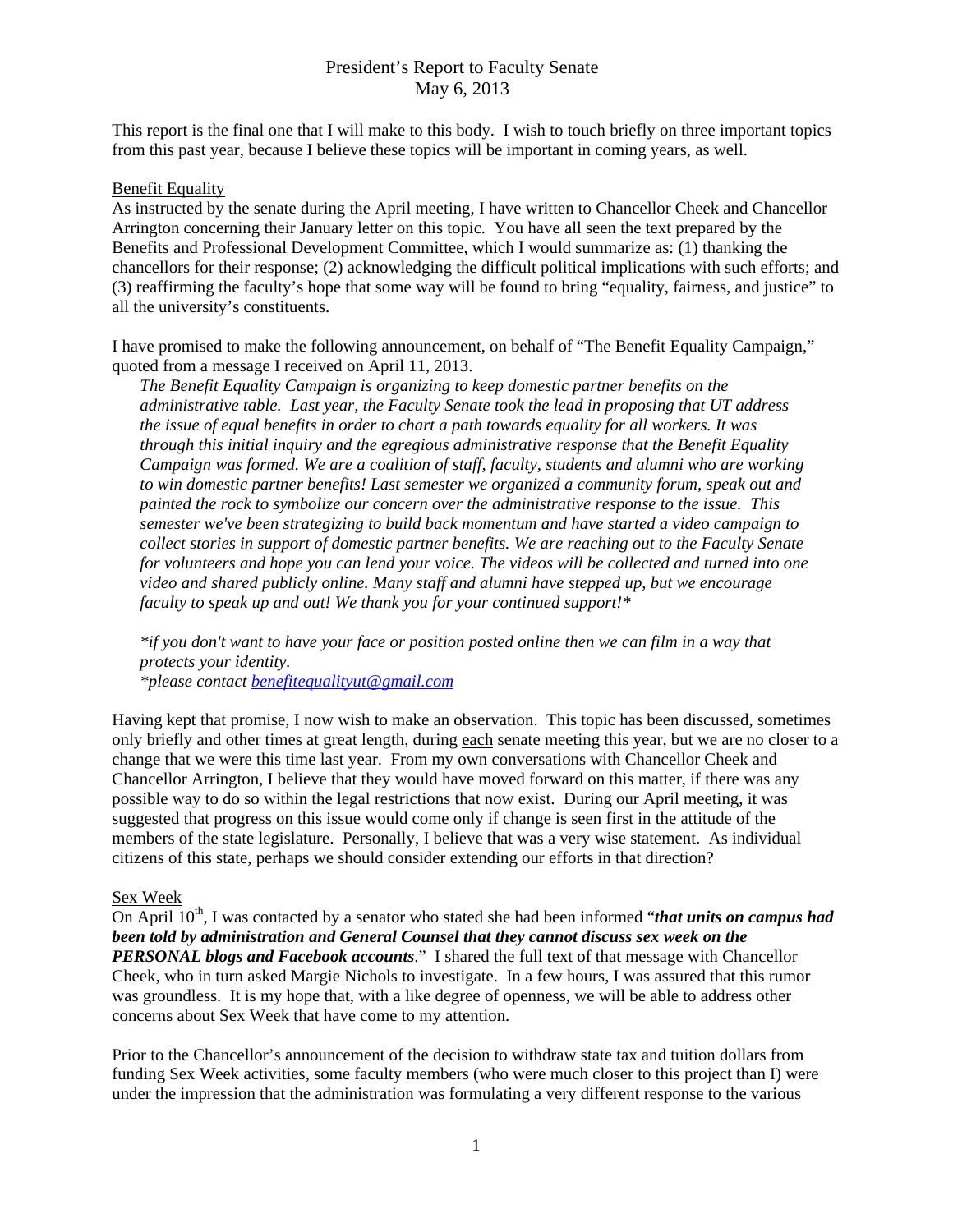# President's Report to Faculty Senate
May 6, 2013

This report is the final one that I will make to this body. I wish to touch briefly on three important topics from this past year, because I believe these topics will be important in coming years, as well.

## Benefit Equality

As instructed by the senate during the April meeting, I have written to Chancellor Cheek and Chancellor Arrington concerning their January letter on this topic. You have all seen the text prepared by the Benefits and Professional Development Committee, which I would summarize as: (1) thanking the chancellors for their response; (2) acknowledging the difficult political implications with such efforts; and (3) reaffirming the faculty's hope that some way will be found to bring "equality, fairness, and justice" to all the university's constituents.

I have promised to make the following announcement, on behalf of "The Benefit Equality Campaign," quoted from a message I received on April 11, 2013.

> *The Benefit Equality Campaign is organizing to keep domestic partner benefits on the administrative table. Last year, the Faculty Senate took the lead in proposing that UT address the issue of equal benefits in order to chart a path towards equality for all workers. It was through this initial inquiry and the egregious administrative response that the Benefit Equality Campaign was formed. We are a coalition of staff, faculty, students and alumni who are working to win domestic partner benefits! Last semester we organized a community forum, speak out and painted the rock to symbolize our concern over the administrative response to the issue. This semester we've been strategizing to build back momentum and have started a video campaign to collect stories in support of domestic partner benefits. We are reaching out to the Faculty Senate for volunteers and hope you can lend your voice. The videos will be collected and turned into one video and shared publicly online. Many staff and alumni have stepped up, but we encourage faculty to speak up and out! We thank you for your continued support!**
>
> *\*if you don't want to have your face or position posted online then we can film in a way that protects your identity.*
> *\*please contact benefitequalityut@gmail.com*

Having kept that promise, I now wish to make an observation. This topic has been discussed, sometimes only briefly and other times at great length, during each senate meeting this year, but we are no closer to a change that we were this time last year. From my own conversations with Chancellor Cheek and Chancellor Arrington, I believe that they would have moved forward on this matter, if there was any possible way to do so within the legal restrictions that now exist. During our April meeting, it was suggested that progress on this issue would come only if change is seen first in the attitude of the members of the state legislature. Personally, I believe that was a very wise statement. As individual citizens of this state, perhaps we should consider extending our efforts in that direction?

## Sex Week

On April 10th, I was contacted by a senator who stated she had been informed "***that units on campus had been told by administration and General Counsel that they cannot discuss sex week on the PERSONAL blogs and Facebook accounts***." I shared the full text of that message with Chancellor Cheek, who in turn asked Margie Nichols to investigate. In a few hours, I was assured that this rumor was groundless. It is my hope that, with a like degree of openness, we will be able to address other concerns about Sex Week that have come to my attention.

Prior to the Chancellor's announcement of the decision to withdraw state tax and tuition dollars from funding Sex Week activities, some faculty members (who were much closer to this project than I) were under the impression that the administration was formulating a very different response to the various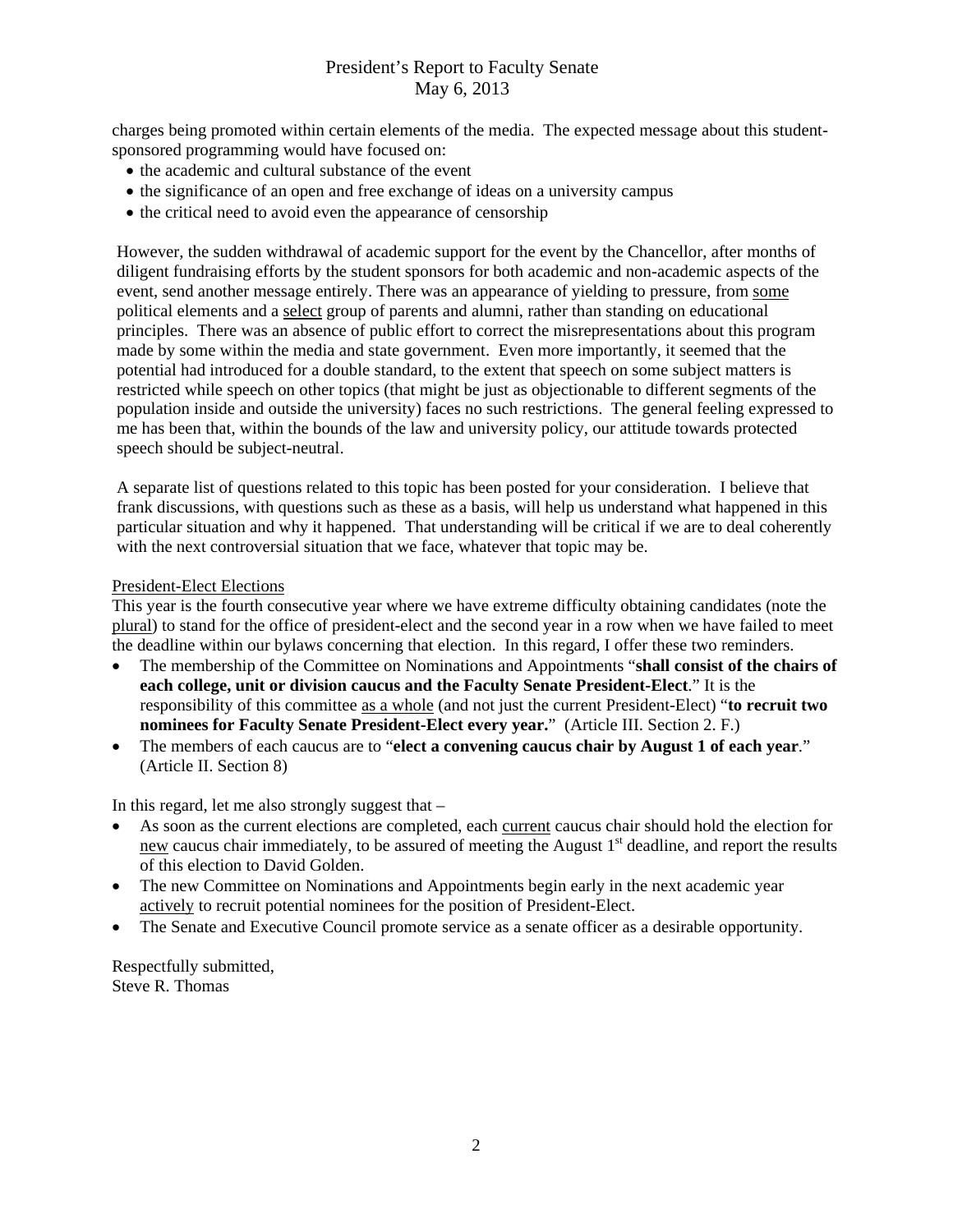charges being promoted within certain elements of the media. The expected message about this student-sponsored programming would have focused on:

- the academic and cultural substance of the event
- the significance of an open and free exchange of ideas on a university campus
- the critical need to avoid even the appearance of censorship

However, the sudden withdrawal of academic support for the event by the Chancellor, after months of diligent fundraising efforts by the student sponsors for both academic and non-academic aspects of the event, send another message entirely. There was an appearance of yielding to pressure, from <u>some</u> political elements and a <u>select</u> group of parents and alumni, rather than standing on educational principles. There was an absence of public effort to correct the misrepresentations about this program made by some within the media and state government. Even more importantly, it seemed that the potential had introduced for a double standard, to the extent that speech on some subject matters is restricted while speech on other topics (that might be just as objectionable to different segments of the population inside and outside the university) faces no such restrictions. The general feeling expressed to me has been that, within the bounds of the law and university policy, our attitude towards protected speech should be subject-neutral.

A separate list of questions related to this topic has been posted for your consideration. I believe that frank discussions, with questions such as these as a basis, will help us understand what happened in this particular situation and why it happened. That understanding will be critical if we are to deal coherently with the next controversial situation that we face, whatever that topic may be.

<u>President-Elect Elections</u>

This year is the fourth consecutive year where we have extreme difficulty obtaining candidates (note the <u>plural</u>) to stand for the office of president-elect and the second year in a row when we have failed to meet the deadline within our bylaws concerning that election. In this regard, I offer these two reminders.

- The membership of the Committee on Nominations and Appointments "**shall consist of the chairs of each college, unit or division caucus and the Faculty Senate President-Elect**." It is the responsibility of this committee <u>as a whole</u> (and not just the current President-Elect) "**to recruit two nominees for Faculty Senate President-Elect every year.**" (Article III. Section 2. F.)
- The members of each caucus are to "**elect a convening caucus chair by August 1 of each year**." (Article II. Section 8)

In this regard, let me also strongly suggest that –

- As soon as the current elections are completed, each <u>current</u> caucus chair should hold the election for <u>new</u> caucus chair immediately, to be assured of meeting the August 1st deadline, and report the results of this election to David Golden.
- The new Committee on Nominations and Appointments begin early in the next academic year <u>actively</u> to recruit potential nominees for the position of President-Elect.
- The Senate and Executive Council promote service as a senate officer as a desirable opportunity.

Respectfully submitted,
Steve R. Thomas